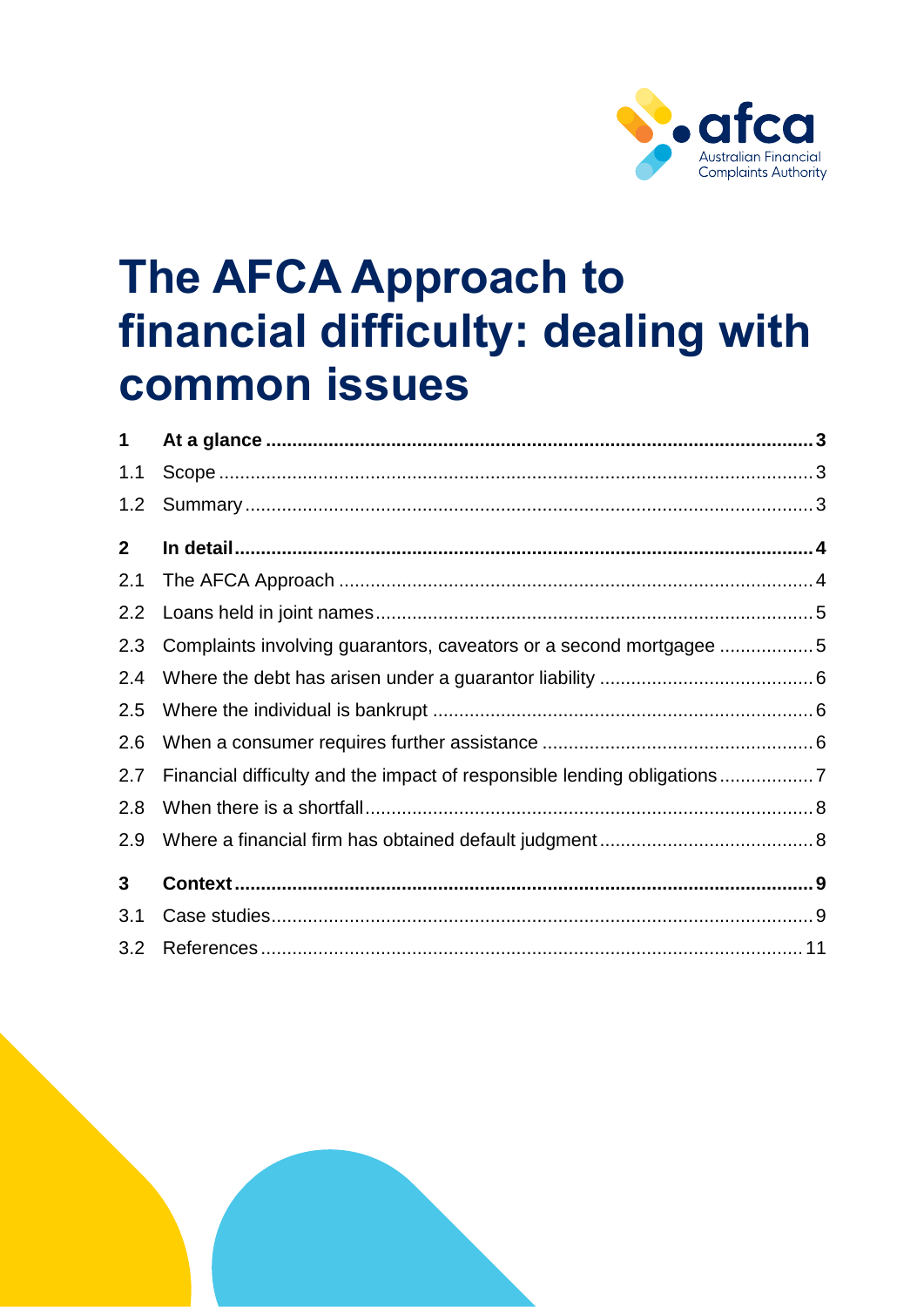# The AFCA Approach to financial difficulty: dealing with common issues

| | | |
|---|---|---|
| **1** | **At a glance** | **3** |
| 1.1 | Scope | 3 |
| 1.2 | Summary | 3 |
| **2** | **In detail** | **4** |
| 2.1 | The AFCA Approach | 4 |
| 2.2 | Loans held in joint names | 5 |
| 2.3 | Complaints involving guarantors, caveators or a second mortgagee | 5 |
| 2.4 | Where the debt has arisen under a guarantor liability | 6 |
| 2.5 | Where the individual is bankrupt | 6 |
| 2.6 | When a consumer requires further assistance | 6 |
| 2.7 | Financial difficulty and the impact of responsible lending obligations | 7 |
| 2.8 | When there is a shortfall | 8 |
| 2.9 | Where a financial firm has obtained default judgment | 8 |
| **3** | **Context** | **9** |
| 3.1 | Case studies | 9 |
| 3.2 | References | 11 |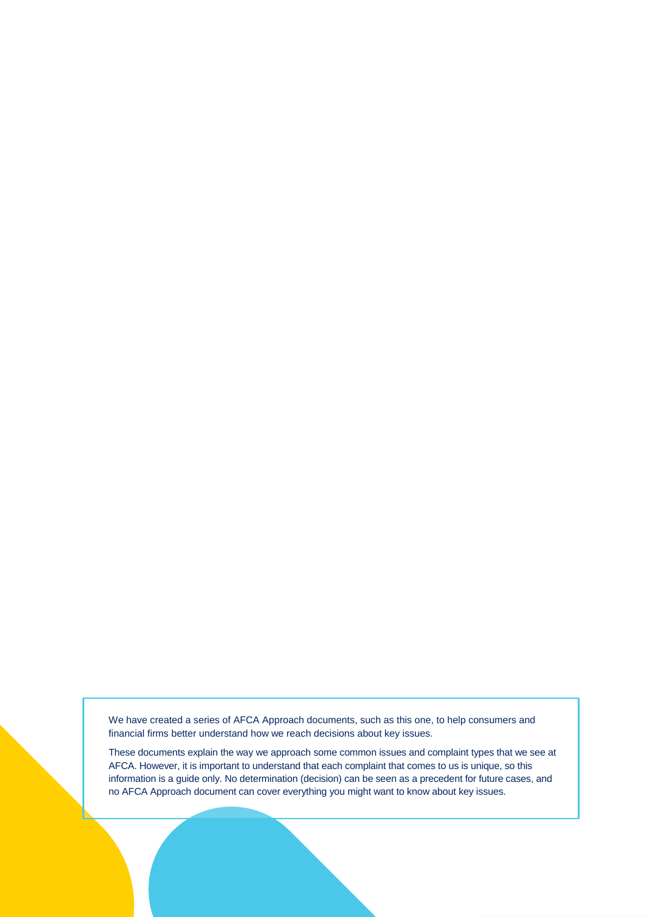We have created a series of AFCA Approach documents, such as this one, to help consumers and financial firms better understand how we reach decisions about key issues.

These documents explain the way we approach some common issues and complaint types that we see at AFCA. However, it is important to understand that each complaint that comes to us is unique, so this information is a guide only. No determination (decision) can be seen as a precedent for future cases, and no AFCA Approach document can cover everything you might want to know about key issues.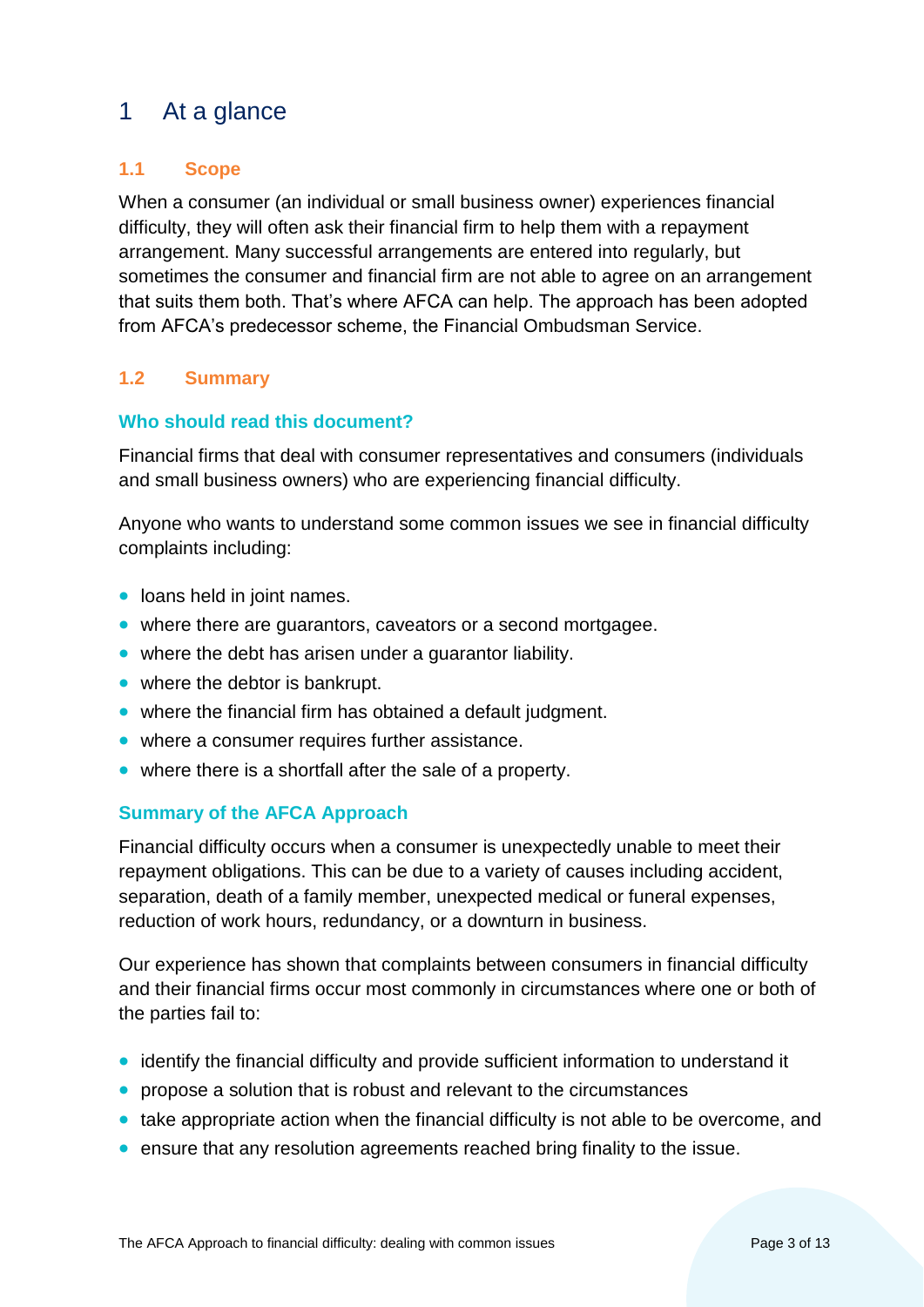# 1 At a glance

## 1.1 Scope

When a consumer (an individual or small business owner) experiences financial difficulty, they will often ask their financial firm to help them with a repayment arrangement. Many successful arrangements are entered into regularly, but sometimes the consumer and financial firm are not able to agree on an arrangement that suits them both. That's where AFCA can help. The approach has been adopted from AFCA's predecessor scheme, the Financial Ombudsman Service.

## 1.2 Summary

### Who should read this document?

Financial firms that deal with consumer representatives and consumers (individuals and small business owners) who are experiencing financial difficulty.

Anyone who wants to understand some common issues we see in financial difficulty complaints including:

- loans held in joint names.
- where there are guarantors, caveators or a second mortgagee.
- where the debt has arisen under a guarantor liability.
- where the debtor is bankrupt.
- where the financial firm has obtained a default judgment.
- where a consumer requires further assistance.
- where there is a shortfall after the sale of a property.

### Summary of the AFCA Approach

Financial difficulty occurs when a consumer is unexpectedly unable to meet their repayment obligations. This can be due to a variety of causes including accident, separation, death of a family member, unexpected medical or funeral expenses, reduction of work hours, redundancy, or a downturn in business.

Our experience has shown that complaints between consumers in financial difficulty and their financial firms occur most commonly in circumstances where one or both of the parties fail to:

- identify the financial difficulty and provide sufficient information to understand it
- propose a solution that is robust and relevant to the circumstances
- take appropriate action when the financial difficulty is not able to be overcome, and
- ensure that any resolution agreements reached bring finality to the issue.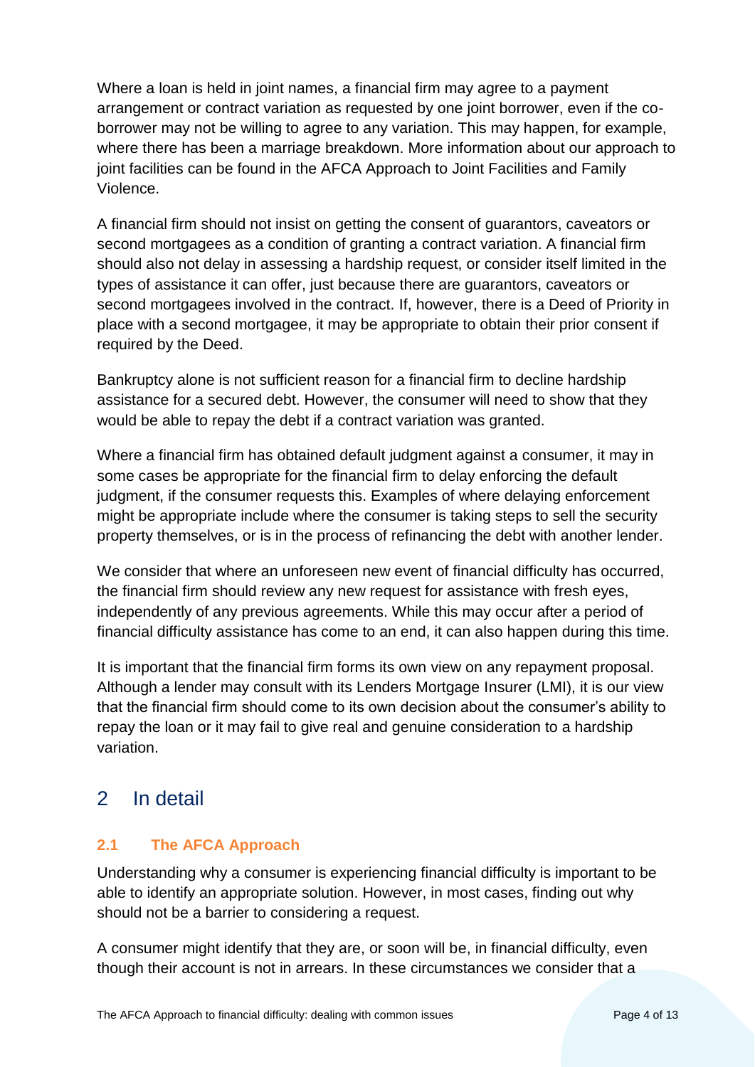Where a loan is held in joint names, a financial firm may agree to a payment arrangement or contract variation as requested by one joint borrower, even if the co-borrower may not be willing to agree to any variation. This may happen, for example, where there has been a marriage breakdown. More information about our approach to joint facilities can be found in the AFCA Approach to Joint Facilities and Family Violence.

A financial firm should not insist on getting the consent of guarantors, caveators or second mortgagees as a condition of granting a contract variation. A financial firm should also not delay in assessing a hardship request, or consider itself limited in the types of assistance it can offer, just because there are guarantors, caveators or second mortgagees involved in the contract. If, however, there is a Deed of Priority in place with a second mortgagee, it may be appropriate to obtain their prior consent if required by the Deed.

Bankruptcy alone is not sufficient reason for a financial firm to decline hardship assistance for a secured debt. However, the consumer will need to show that they would be able to repay the debt if a contract variation was granted.

Where a financial firm has obtained default judgment against a consumer, it may in some cases be appropriate for the financial firm to delay enforcing the default judgment, if the consumer requests this. Examples of where delaying enforcement might be appropriate include where the consumer is taking steps to sell the security property themselves, or is in the process of refinancing the debt with another lender.

We consider that where an unforeseen new event of financial difficulty has occurred, the financial firm should review any new request for assistance with fresh eyes, independently of any previous agreements. While this may occur after a period of financial difficulty assistance has come to an end, it can also happen during this time.

It is important that the financial firm forms its own view on any repayment proposal. Although a lender may consult with its Lenders Mortgage Insurer (LMI), it is our view that the financial firm should come to its own decision about the consumer's ability to repay the loan or it may fail to give real and genuine consideration to a hardship variation.

# 2 In detail

## 2.1 The AFCA Approach

Understanding why a consumer is experiencing financial difficulty is important to be able to identify an appropriate solution. However, in most cases, finding out why should not be a barrier to considering a request.

A consumer might identify that they are, or soon will be, in financial difficulty, even though their account is not in arrears. In these circumstances we consider that a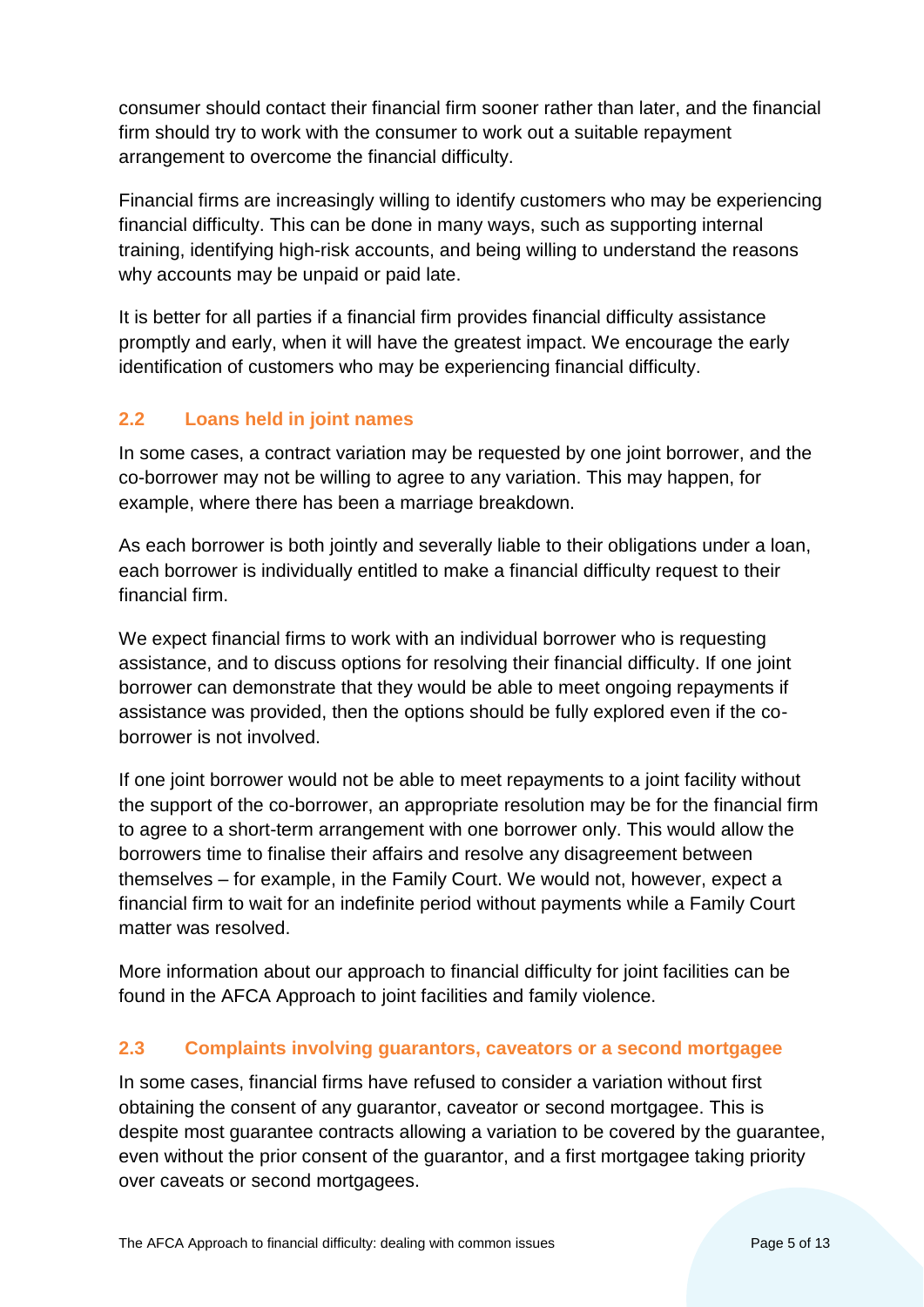consumer should contact their financial firm sooner rather than later, and the financial firm should try to work with the consumer to work out a suitable repayment arrangement to overcome the financial difficulty.

Financial firms are increasingly willing to identify customers who may be experiencing financial difficulty. This can be done in many ways, such as supporting internal training, identifying high-risk accounts, and being willing to understand the reasons why accounts may be unpaid or paid late.

It is better for all parties if a financial firm provides financial difficulty assistance promptly and early, when it will have the greatest impact. We encourage the early identification of customers who may be experiencing financial difficulty.

### 2.2 Loans held in joint names

In some cases, a contract variation may be requested by one joint borrower, and the co-borrower may not be willing to agree to any variation. This may happen, for example, where there has been a marriage breakdown.

As each borrower is both jointly and severally liable to their obligations under a loan, each borrower is individually entitled to make a financial difficulty request to their financial firm.

We expect financial firms to work with an individual borrower who is requesting assistance, and to discuss options for resolving their financial difficulty. If one joint borrower can demonstrate that they would be able to meet ongoing repayments if assistance was provided, then the options should be fully explored even if the co-borrower is not involved.

If one joint borrower would not be able to meet repayments to a joint facility without the support of the co-borrower, an appropriate resolution may be for the financial firm to agree to a short-term arrangement with one borrower only. This would allow the borrowers time to finalise their affairs and resolve any disagreement between themselves – for example, in the Family Court. We would not, however, expect a financial firm to wait for an indefinite period without payments while a Family Court matter was resolved.

More information about our approach to financial difficulty for joint facilities can be found in the AFCA Approach to joint facilities and family violence.

### 2.3 Complaints involving guarantors, caveators or a second mortgagee

In some cases, financial firms have refused to consider a variation without first obtaining the consent of any guarantor, caveator or second mortgagee. This is despite most guarantee contracts allowing a variation to be covered by the guarantee, even without the prior consent of the guarantor, and a first mortgagee taking priority over caveats or second mortgagees.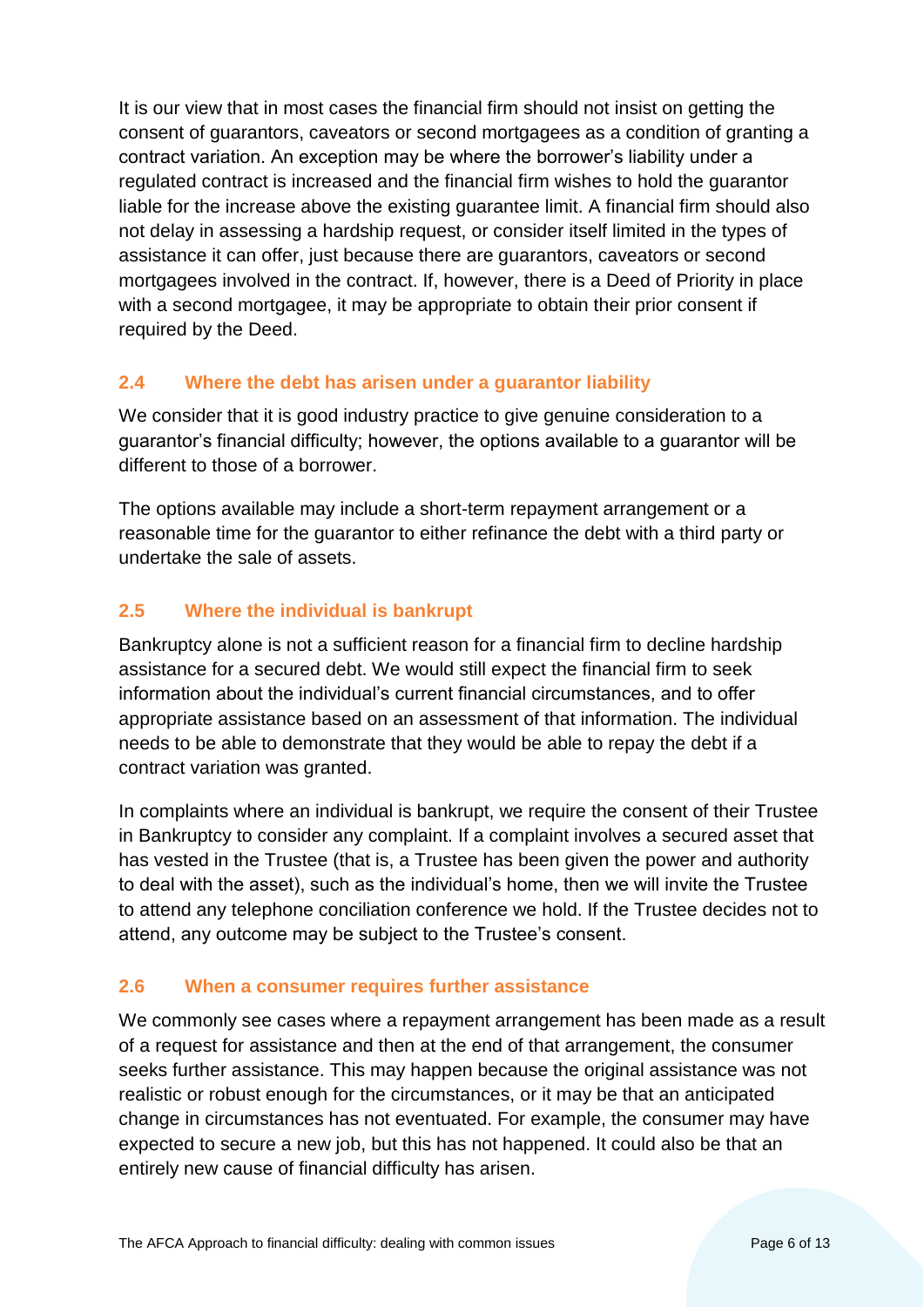It is our view that in most cases the financial firm should not insist on getting the consent of guarantors, caveators or second mortgagees as a condition of granting a contract variation. An exception may be where the borrower's liability under a regulated contract is increased and the financial firm wishes to hold the guarantor liable for the increase above the existing guarantee limit. A financial firm should also not delay in assessing a hardship request, or consider itself limited in the types of assistance it can offer, just because there are guarantors, caveators or second mortgagees involved in the contract. If, however, there is a Deed of Priority in place with a second mortgagee, it may be appropriate to obtain their prior consent if required by the Deed.

### 2.4 Where the debt has arisen under a guarantor liability

We consider that it is good industry practice to give genuine consideration to a guarantor's financial difficulty; however, the options available to a guarantor will be different to those of a borrower.

The options available may include a short-term repayment arrangement or a reasonable time for the guarantor to either refinance the debt with a third party or undertake the sale of assets.

### 2.5 Where the individual is bankrupt

Bankruptcy alone is not a sufficient reason for a financial firm to decline hardship assistance for a secured debt. We would still expect the financial firm to seek information about the individual's current financial circumstances, and to offer appropriate assistance based on an assessment of that information. The individual needs to be able to demonstrate that they would be able to repay the debt if a contract variation was granted.

In complaints where an individual is bankrupt, we require the consent of their Trustee in Bankruptcy to consider any complaint. If a complaint involves a secured asset that has vested in the Trustee (that is, a Trustee has been given the power and authority to deal with the asset), such as the individual's home, then we will invite the Trustee to attend any telephone conciliation conference we hold. If the Trustee decides not to attend, any outcome may be subject to the Trustee's consent.

### 2.6 When a consumer requires further assistance

We commonly see cases where a repayment arrangement has been made as a result of a request for assistance and then at the end of that arrangement, the consumer seeks further assistance. This may happen because the original assistance was not realistic or robust enough for the circumstances, or it may be that an anticipated change in circumstances has not eventuated. For example, the consumer may have expected to secure a new job, but this has not happened. It could also be that an entirely new cause of financial difficulty has arisen.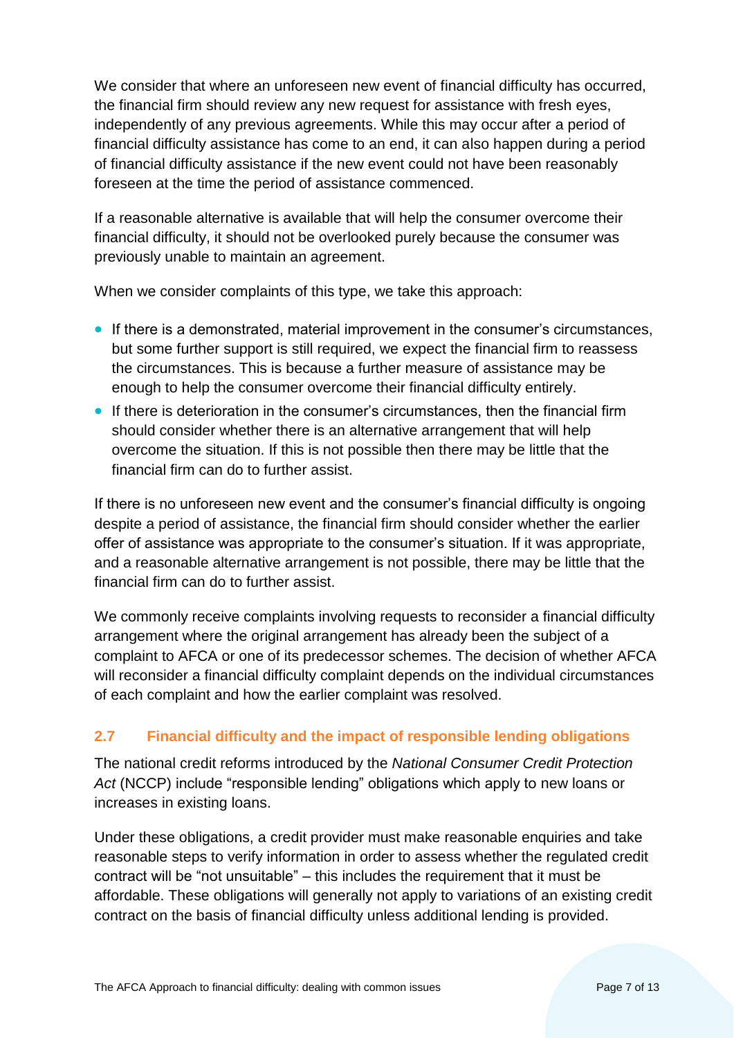We consider that where an unforeseen new event of financial difficulty has occurred, the financial firm should review any new request for assistance with fresh eyes, independently of any previous agreements. While this may occur after a period of financial difficulty assistance has come to an end, it can also happen during a period of financial difficulty assistance if the new event could not have been reasonably foreseen at the time the period of assistance commenced.

If a reasonable alternative is available that will help the consumer overcome their financial difficulty, it should not be overlooked purely because the consumer was previously unable to maintain an agreement.

When we consider complaints of this type, we take this approach:

- If there is a demonstrated, material improvement in the consumer's circumstances, but some further support is still required, we expect the financial firm to reassess the circumstances. This is because a further measure of assistance may be enough to help the consumer overcome their financial difficulty entirely.
- If there is deterioration in the consumer's circumstances, then the financial firm should consider whether there is an alternative arrangement that will help overcome the situation. If this is not possible then there may be little that the financial firm can do to further assist.

If there is no unforeseen new event and the consumer's financial difficulty is ongoing despite a period of assistance, the financial firm should consider whether the earlier offer of assistance was appropriate to the consumer's situation. If it was appropriate, and a reasonable alternative arrangement is not possible, there may be little that the financial firm can do to further assist.

We commonly receive complaints involving requests to reconsider a financial difficulty arrangement where the original arrangement has already been the subject of a complaint to AFCA or one of its predecessor schemes. The decision of whether AFCA will reconsider a financial difficulty complaint depends on the individual circumstances of each complaint and how the earlier complaint was resolved.

## 2.7 Financial difficulty and the impact of responsible lending obligations

The national credit reforms introduced by the *National Consumer Credit Protection Act* (NCCP) include "responsible lending" obligations which apply to new loans or increases in existing loans.

Under these obligations, a credit provider must make reasonable enquiries and take reasonable steps to verify information in order to assess whether the regulated credit contract will be "not unsuitable" – this includes the requirement that it must be affordable. These obligations will generally not apply to variations of an existing credit contract on the basis of financial difficulty unless additional lending is provided.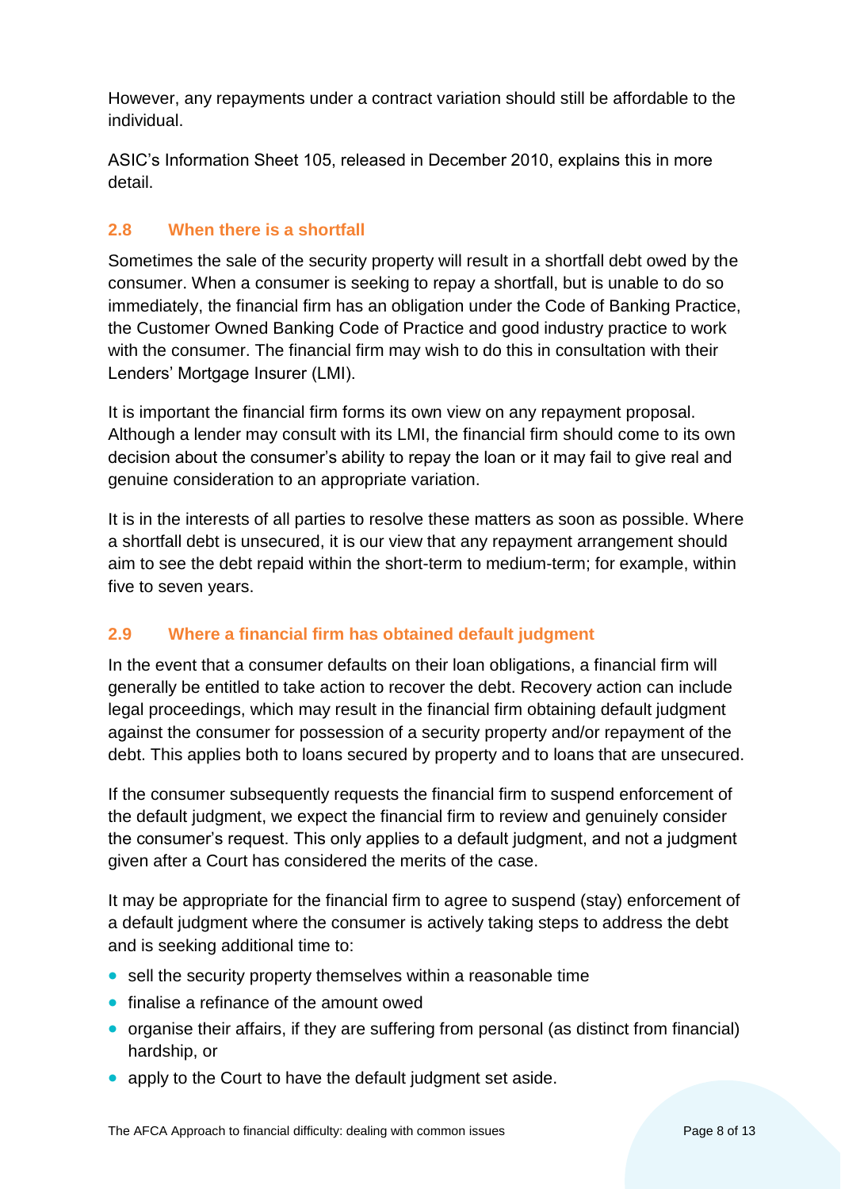However, any repayments under a contract variation should still be affordable to the individual.

ASIC's Information Sheet 105, released in December 2010, explains this in more detail.

### 2.8 When there is a shortfall

Sometimes the sale of the security property will result in a shortfall debt owed by the consumer. When a consumer is seeking to repay a shortfall, but is unable to do so immediately, the financial firm has an obligation under the Code of Banking Practice, the Customer Owned Banking Code of Practice and good industry practice to work with the consumer. The financial firm may wish to do this in consultation with their Lenders' Mortgage Insurer (LMI).

It is important the financial firm forms its own view on any repayment proposal. Although a lender may consult with its LMI, the financial firm should come to its own decision about the consumer's ability to repay the loan or it may fail to give real and genuine consideration to an appropriate variation.

It is in the interests of all parties to resolve these matters as soon as possible. Where a shortfall debt is unsecured, it is our view that any repayment arrangement should aim to see the debt repaid within the short-term to medium-term; for example, within five to seven years.

### 2.9 Where a financial firm has obtained default judgment

In the event that a consumer defaults on their loan obligations, a financial firm will generally be entitled to take action to recover the debt. Recovery action can include legal proceedings, which may result in the financial firm obtaining default judgment against the consumer for possession of a security property and/or repayment of the debt. This applies both to loans secured by property and to loans that are unsecured.

If the consumer subsequently requests the financial firm to suspend enforcement of the default judgment, we expect the financial firm to review and genuinely consider the consumer's request. This only applies to a default judgment, and not a judgment given after a Court has considered the merits of the case.

It may be appropriate for the financial firm to agree to suspend (stay) enforcement of a default judgment where the consumer is actively taking steps to address the debt and is seeking additional time to:

- sell the security property themselves within a reasonable time
- finalise a refinance of the amount owed
- organise their affairs, if they are suffering from personal (as distinct from financial) hardship, or
- apply to the Court to have the default judgment set aside.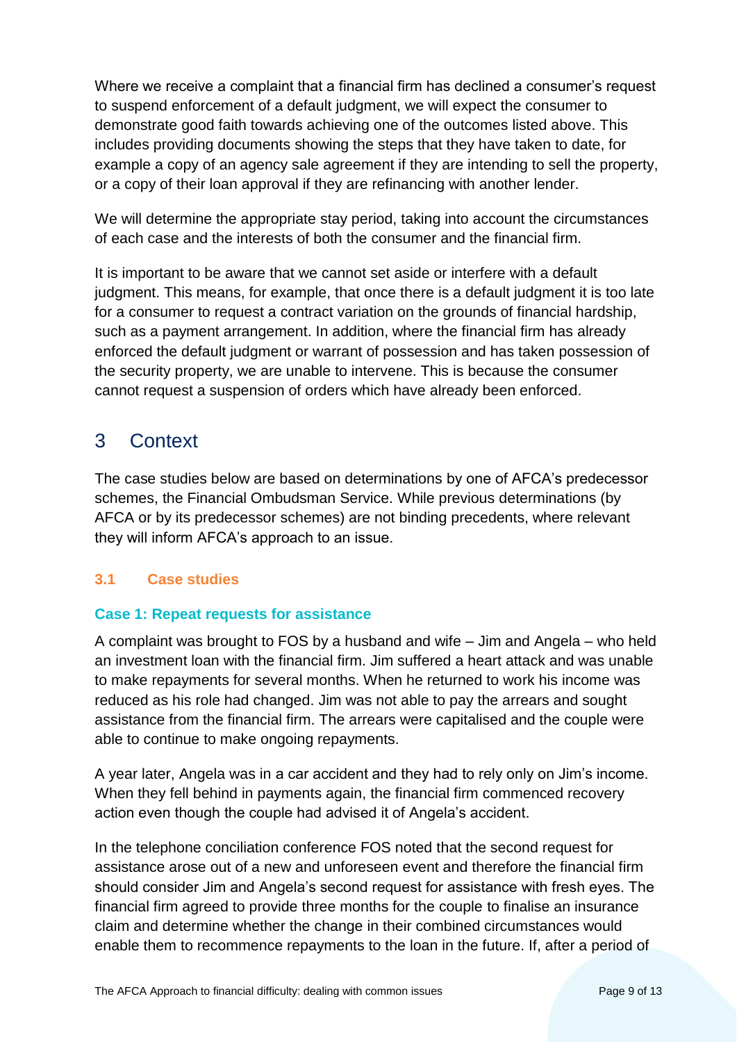Where we receive a complaint that a financial firm has declined a consumer's request to suspend enforcement of a default judgment, we will expect the consumer to demonstrate good faith towards achieving one of the outcomes listed above. This includes providing documents showing the steps that they have taken to date, for example a copy of an agency sale agreement if they are intending to sell the property, or a copy of their loan approval if they are refinancing with another lender.

We will determine the appropriate stay period, taking into account the circumstances of each case and the interests of both the consumer and the financial firm.

It is important to be aware that we cannot set aside or interfere with a default judgment. This means, for example, that once there is a default judgment it is too late for a consumer to request a contract variation on the grounds of financial hardship, such as a payment arrangement. In addition, where the financial firm has already enforced the default judgment or warrant of possession and has taken possession of the security property, we are unable to intervene. This is because the consumer cannot request a suspension of orders which have already been enforced.

# 3 Context

The case studies below are based on determinations by one of AFCA's predecessor schemes, the Financial Ombudsman Service. While previous determinations (by AFCA or by its predecessor schemes) are not binding precedents, where relevant they will inform AFCA's approach to an issue.

## 3.1 Case studies

### Case 1: Repeat requests for assistance

A complaint was brought to FOS by a husband and wife – Jim and Angela – who held an investment loan with the financial firm. Jim suffered a heart attack and was unable to make repayments for several months. When he returned to work his income was reduced as his role had changed. Jim was not able to pay the arrears and sought assistance from the financial firm. The arrears were capitalised and the couple were able to continue to make ongoing repayments.

A year later, Angela was in a car accident and they had to rely only on Jim's income. When they fell behind in payments again, the financial firm commenced recovery action even though the couple had advised it of Angela's accident.

In the telephone conciliation conference FOS noted that the second request for assistance arose out of a new and unforeseen event and therefore the financial firm should consider Jim and Angela's second request for assistance with fresh eyes. The financial firm agreed to provide three months for the couple to finalise an insurance claim and determine whether the change in their combined circumstances would enable them to recommence repayments to the loan in the future. If, after a period of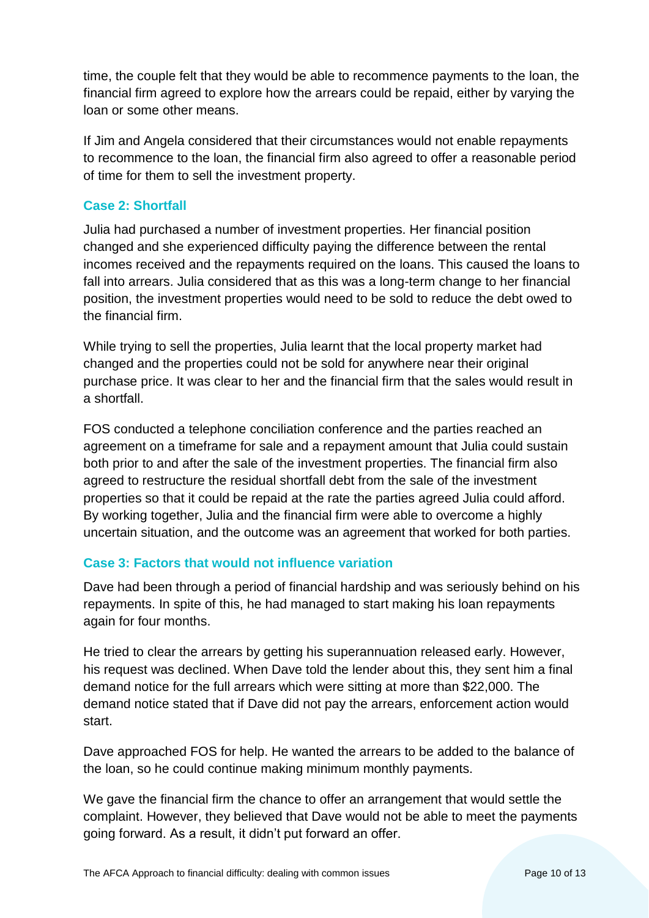time, the couple felt that they would be able to recommence payments to the loan, the financial firm agreed to explore how the arrears could be repaid, either by varying the loan or some other means.

If Jim and Angela considered that their circumstances would not enable repayments to recommence to the loan, the financial firm also agreed to offer a reasonable period of time for them to sell the investment property.

### Case 2: Shortfall

Julia had purchased a number of investment properties. Her financial position changed and she experienced difficulty paying the difference between the rental incomes received and the repayments required on the loans. This caused the loans to fall into arrears. Julia considered that as this was a long-term change to her financial position, the investment properties would need to be sold to reduce the debt owed to the financial firm.

While trying to sell the properties, Julia learnt that the local property market had changed and the properties could not be sold for anywhere near their original purchase price. It was clear to her and the financial firm that the sales would result in a shortfall.

FOS conducted a telephone conciliation conference and the parties reached an agreement on a timeframe for sale and a repayment amount that Julia could sustain both prior to and after the sale of the investment properties. The financial firm also agreed to restructure the residual shortfall debt from the sale of the investment properties so that it could be repaid at the rate the parties agreed Julia could afford. By working together, Julia and the financial firm were able to overcome a highly uncertain situation, and the outcome was an agreement that worked for both parties.

### Case 3: Factors that would not influence variation

Dave had been through a period of financial hardship and was seriously behind on his repayments. In spite of this, he had managed to start making his loan repayments again for four months.

He tried to clear the arrears by getting his superannuation released early. However, his request was declined. When Dave told the lender about this, they sent him a final demand notice for the full arrears which were sitting at more than $22,000. The demand notice stated that if Dave did not pay the arrears, enforcement action would start.

Dave approached FOS for help. He wanted the arrears to be added to the balance of the loan, so he could continue making minimum monthly payments.

We gave the financial firm the chance to offer an arrangement that would settle the complaint. However, they believed that Dave would not be able to meet the payments going forward. As a result, it didn't put forward an offer.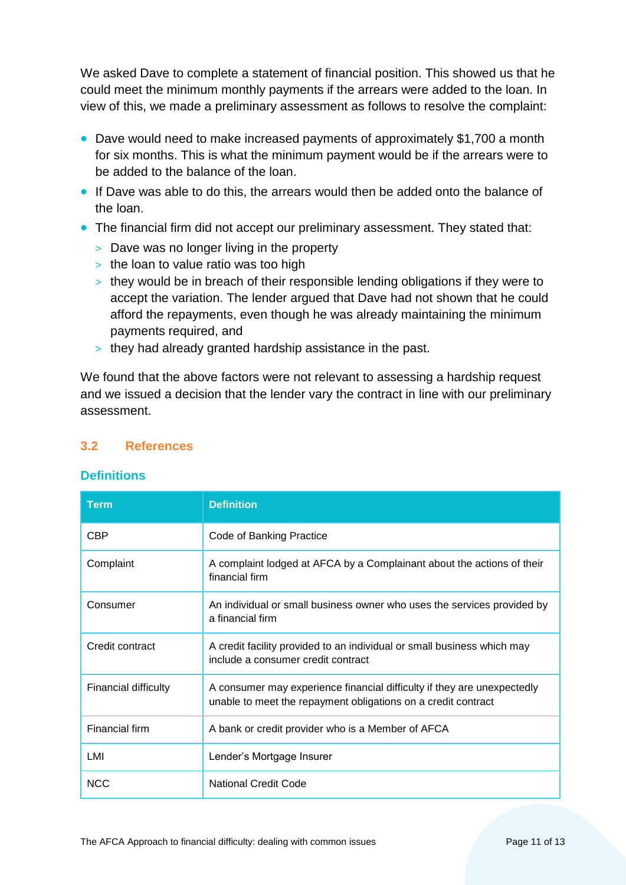We asked Dave to complete a statement of financial position. This showed us that he could meet the minimum monthly payments if the arrears were added to the loan. In view of this, we made a preliminary assessment as follows to resolve the complaint:

- Dave would need to make increased payments of approximately $1,700 a month for six months. This is what the minimum payment would be if the arrears were to be added to the balance of the loan.
- If Dave was able to do this, the arrears would then be added onto the balance of the loan.
- The financial firm did not accept our preliminary assessment. They stated that:
  - Dave was no longer living in the property
  - the loan to value ratio was too high
  - they would be in breach of their responsible lending obligations if they were to accept the variation. The lender argued that Dave had not shown that he could afford the repayments, even though he was already maintaining the minimum payments required, and
  - they had already granted hardship assistance in the past.

We found that the above factors were not relevant to assessing a hardship request and we issued a decision that the lender vary the contract in line with our preliminary assessment.

## 3.2 References

### Definitions

| Term | Definition |
| --- | --- |
| CBP | Code of Banking Practice |
| Complaint | A complaint lodged at AFCA by a Complainant about the actions of their financial firm |
| Consumer | An individual or small business owner who uses the services provided by a financial firm |
| Credit contract | A credit facility provided to an individual or small business which may include a consumer credit contract |
| Financial difficulty | A consumer may experience financial difficulty if they are unexpectedly unable to meet the repayment obligations on a credit contract |
| Financial firm | A bank or credit provider who is a Member of AFCA |
| LMI | Lender's Mortgage Insurer |
| NCC | National Credit Code |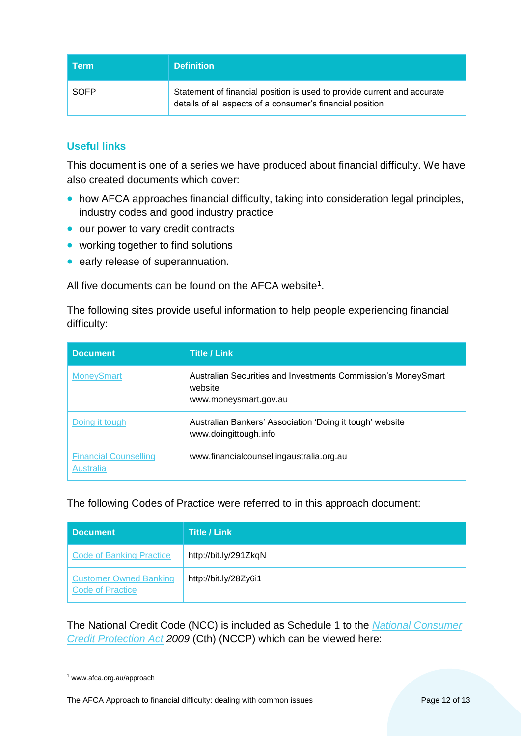| Term | Definition |
| --- | --- |
| SOFP | Statement of financial position is used to provide current and accurate details of all aspects of a consumer's financial position |

## Useful links

This document is one of a series we have produced about financial difficulty. We have also created documents which cover:

- how AFCA approaches financial difficulty, taking into consideration legal principles, industry codes and good industry practice
- our power to vary credit contracts
- working together to find solutions
- early release of superannuation.

All five documents can be found on the AFCA website[1].

The following sites provide useful information to help people experiencing financial difficulty:

| Document | Title / Link |
| --- | --- |
| MoneySmart | Australian Securities and Investments Commission's MoneySmart website www.moneysmart.gov.au |
| Doing it tough | Australian Bankers' Association 'Doing it tough' website www.doingittough.info |
| Financial Counselling Australia | www.financialcounsellingaustralia.org.au |

The following Codes of Practice were referred to in this approach document:

| Document | Title / Link |
| --- | --- |
| Code of Banking Practice | http://bit.ly/291ZkqN |
| Customer Owned Banking Code of Practice | http://bit.ly/28Zy6i1 |

The National Credit Code (NCC) is included as Schedule 1 to the *National Consumer Credit Protection Act 2009* (Cth) (NCCP) which can be viewed here:

[1] www.afca.org.au/approach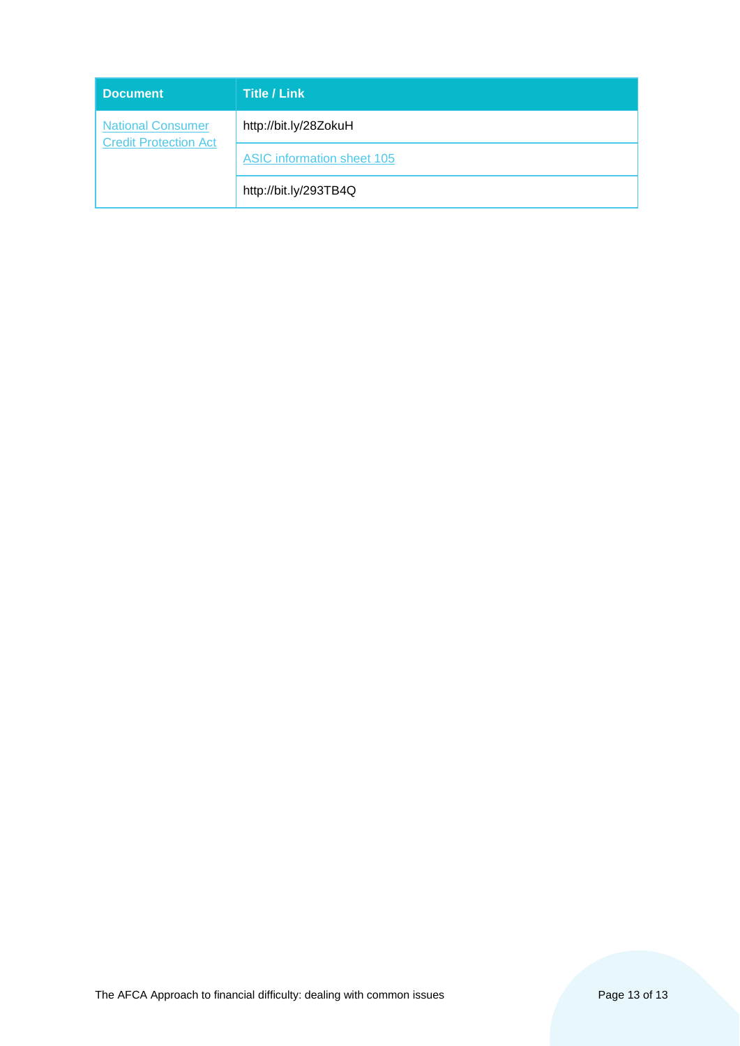| Document | Title / Link |
| --- | --- |
| National Consumer Credit Protection Act | http://bit.ly/28ZokuH |
| | ASIC information sheet 105 |
| | http://bit.ly/293TB4Q |